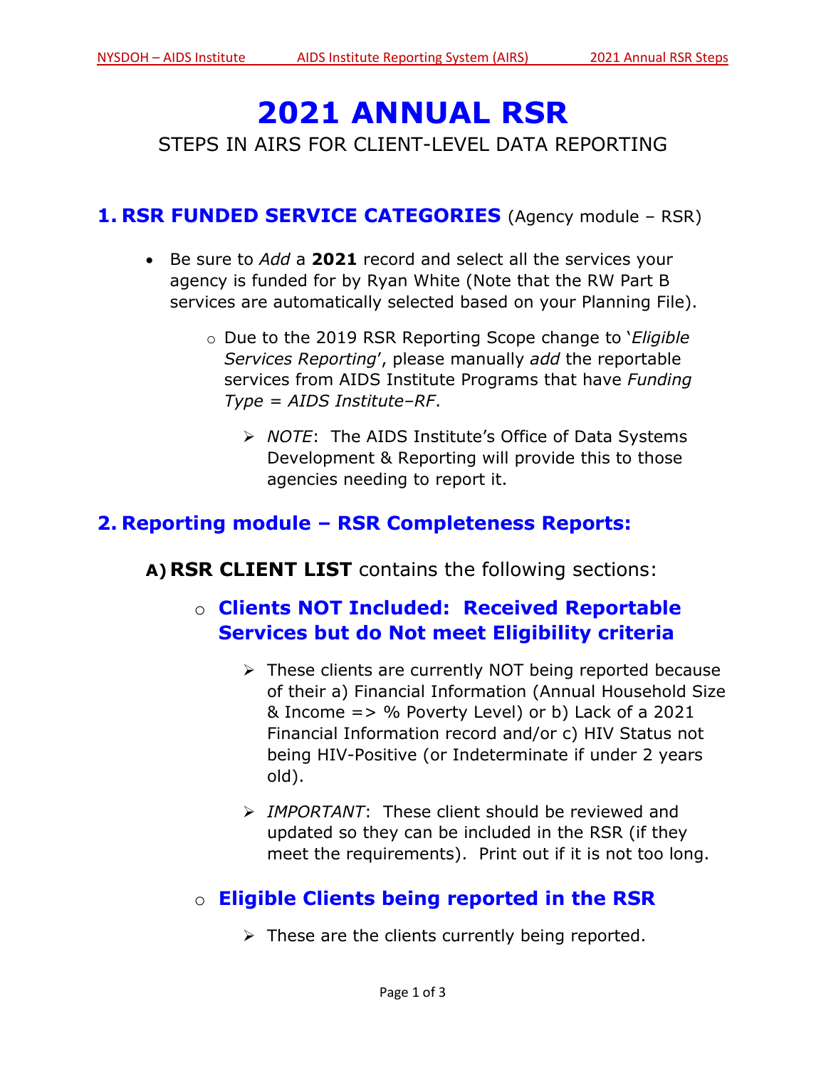# 2021 ANNUAL RSR

STEPS IN AIRS FOR CLIENT-LEVEL DATA REPORTING

## 1. RSR FUNDED SERVICE CATEGORIES (Agency module – RSR)

- Be sure to *Add* a **2021** record and select all the services your agency is funded for by Ryan White (Note that the RW Part B services are automatically selected based on your Planning File).
  - Due to the 2019 RSR Reporting Scope change to '*Eligible Services Reporting*', please manually *add* the reportable services from AIDS Institute Programs that have *Funding Type = AIDS Institute–RF*.
    - *NOTE*: The AIDS Institute's Office of Data Systems Development & Reporting will provide this to those agencies needing to report it.

## 2. Reporting module – RSR Completeness Reports:

### A) RSR CLIENT LIST contains the following sections:

- **Clients NOT Included: Received Reportable Services but do Not meet Eligibility criteria**
  - These clients are currently NOT being reported because of their a) Financial Information (Annual Household Size & Income => % Poverty Level) or b) Lack of a 2021 Financial Information record and/or c) HIV Status not being HIV-Positive (or Indeterminate if under 2 years old).
  - *IMPORTANT*: These client should be reviewed and updated so they can be included in the RSR (if they meet the requirements). Print out if it is not too long.
- **Eligible Clients being reported in the RSR**
  - These are the clients currently being reported.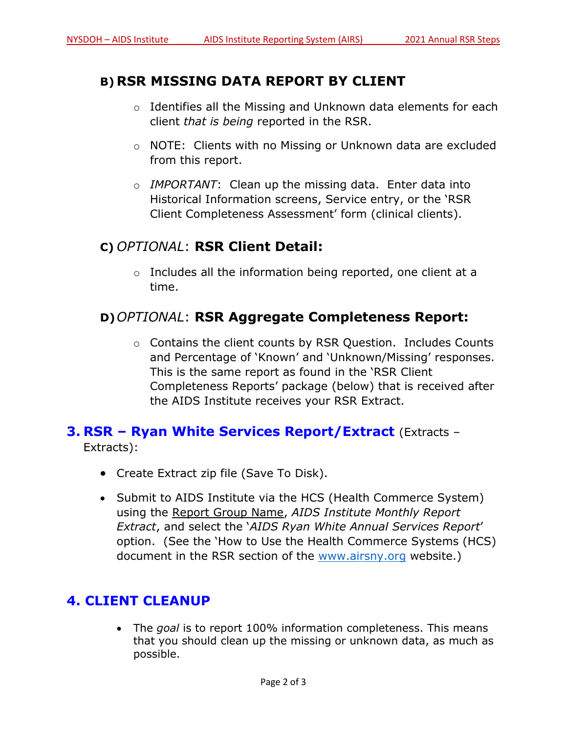### B) RSR MISSING DATA REPORT BY CLIENT

- Identifies all the Missing and Unknown data elements for each client *that is being* reported in the RSR.
- NOTE: Clients with no Missing or Unknown data are excluded from this report.
- *IMPORTANT*: Clean up the missing data. Enter data into Historical Information screens, Service entry, or the 'RSR Client Completeness Assessment' form (clinical clients).

### C) *OPTIONAL*: RSR Client Detail:

- Includes all the information being reported, one client at a time.

### D) *OPTIONAL*: RSR Aggregate Completeness Report:

- Contains the client counts by RSR Question. Includes Counts and Percentage of 'Known' and 'Unknown/Missing' responses. This is the same report as found in the 'RSR Client Completeness Reports' package (below) that is received after the AIDS Institute receives your RSR Extract.

## 3. RSR – Ryan White Services Report/Extract (Extracts – Extracts):

- Create Extract zip file (Save To Disk).
- Submit to AIDS Institute via the HCS (Health Commerce System) using the Report Group Name, *AIDS Institute Monthly Report Extract*, and select the '*AIDS Ryan White Annual Services Report*' option. (See the 'How to Use the Health Commerce Systems (HCS) document in the RSR section of the www.airsny.org website.)

## 4. CLIENT CLEANUP

- The *goal* is to report 100% information completeness. This means that you should clean up the missing or unknown data, as much as possible.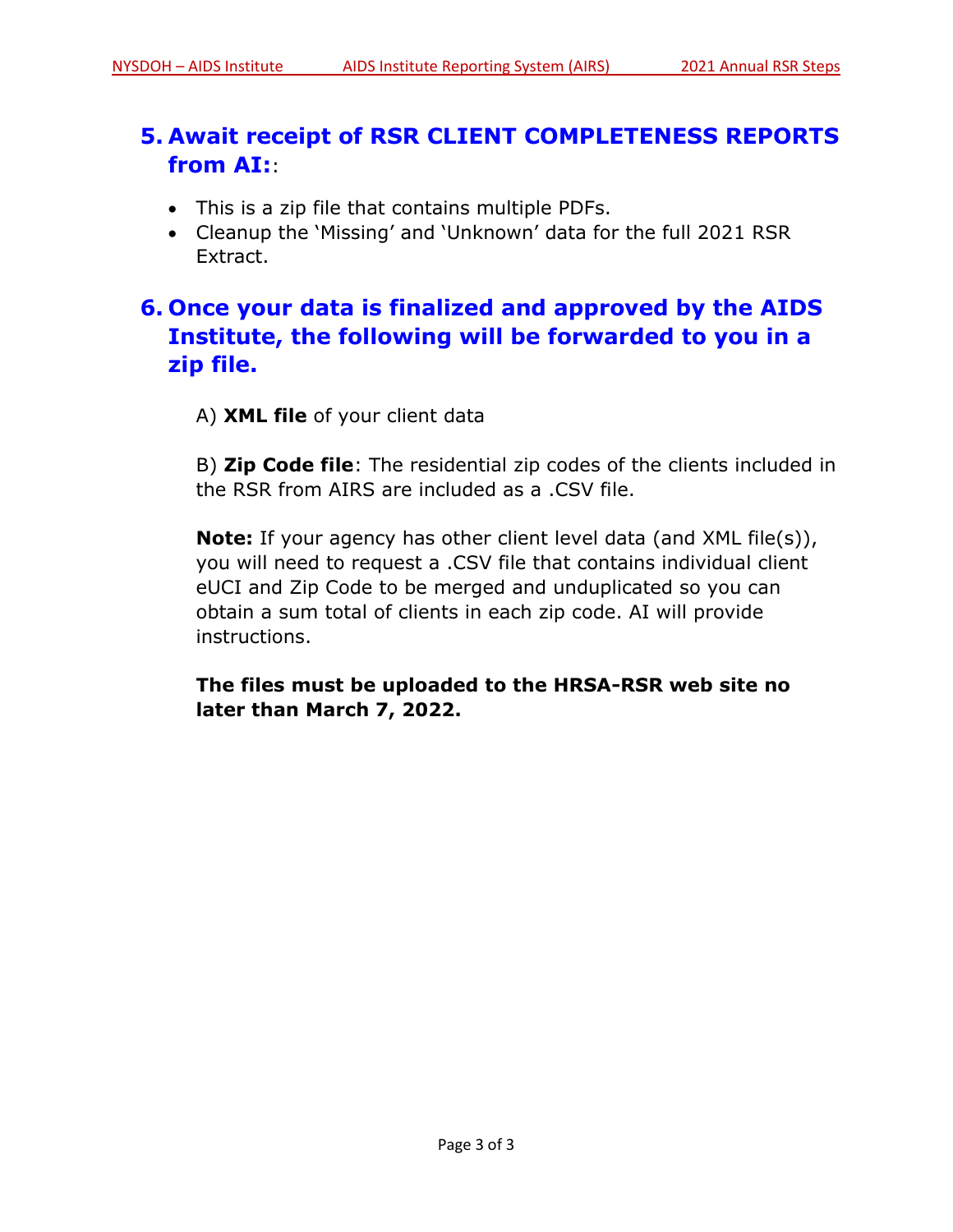## 5. Await receipt of RSR CLIENT COMPLETENESS REPORTS from AI::

- This is a zip file that contains multiple PDFs.
- Cleanup the 'Missing' and 'Unknown' data for the full 2021 RSR Extract.

## 6. Once your data is finalized and approved by the AIDS Institute, the following will be forwarded to you in a zip file.

A) **XML file** of your client data

B) **Zip Code file**: The residential zip codes of the clients included in the RSR from AIRS are included as a .CSV file.

**Note:** If your agency has other client level data (and XML file(s)), you will need to request a .CSV file that contains individual client eUCI and Zip Code to be merged and unduplicated so you can obtain a sum total of clients in each zip code. AI will provide instructions.

**The files must be uploaded to the HRSA-RSR web site no later than March 7, 2022.**